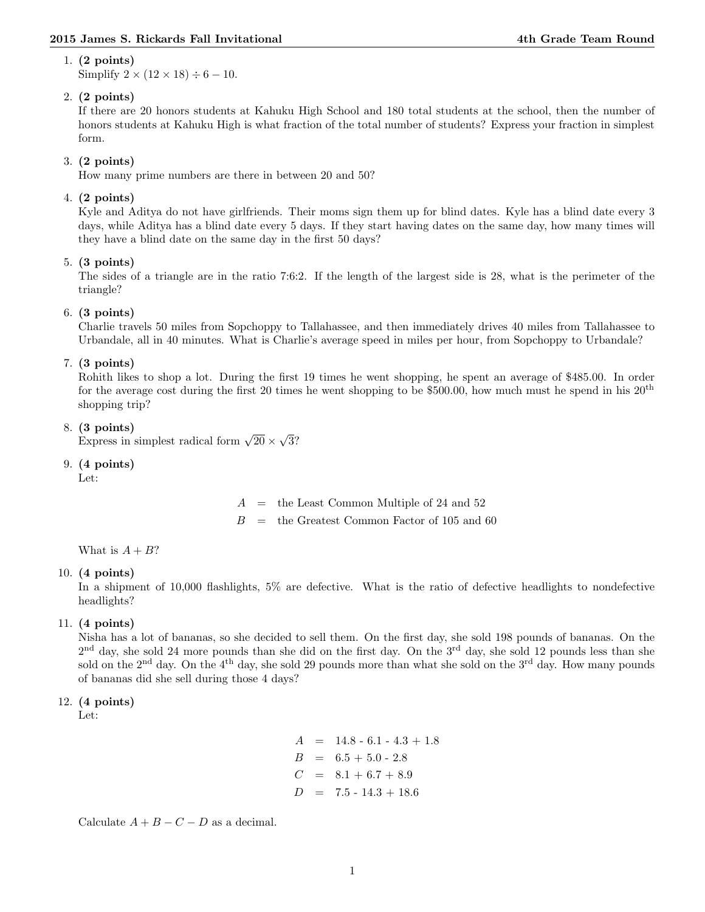1. **(2 points)**
   Simplify $2 \times (12 \times 18) \div 6 - 10$.

2. **(2 points)**
   If there are 20 honors students at Kahuku High School and 180 total students at the school, then the number of honors students at Kahuku High is what fraction of the total number of students? Express your fraction in simplest form.

3. **(2 points)**
   How many prime numbers are there in between 20 and 50?

4. **(2 points)**
   Kyle and Aditya do not have girlfriends. Their moms sign them up for blind dates. Kyle has a blind date every 3 days, while Aditya has a blind date every 5 days. If they start having dates on the same day, how many times will they have a blind date on the same day in the first 50 days?

5. **(3 points)**
   The sides of a triangle are in the ratio 7:6:2. If the length of the largest side is 28, what is the perimeter of the triangle?

6. **(3 points)**
   Charlie travels 50 miles from Sopchoppy to Tallahassee, and then immediately drives 40 miles from Tallahassee to Urbandale, all in 40 minutes. What is Charlie's average speed in miles per hour, from Sopchoppy to Urbandale?

7. **(3 points)**
   Rohith likes to shop a lot. During the first 19 times he went shopping, he spent an average of \$485.00. In order for the average cost during the first 20 times he went shopping to be \$500.00, how much must he spend in his $20^{\text{th}}$ shopping trip?

8. **(3 points)**
   Express in simplest radical form $\sqrt{20} \times \sqrt{3}$?

9. **(4 points)**
   Let:

   $$A = \text{the Least Common Multiple of 24 and 52}$$
   $$B = \text{the Greatest Common Factor of 105 and 60}$$

   What is $A + B$?

10. **(4 points)**
    In a shipment of 10,000 flashlights, 5% are defective. What is the ratio of defective headlights to nondefective headlights?

11. **(4 points)**
    Nisha has a lot of bananas, so she decided to sell them. On the first day, she sold 198 pounds of bananas. On the $2^{\text{nd}}$ day, she sold 24 more pounds than she did on the first day. On the $3^{\text{rd}}$ day, she sold 12 pounds less than she sold on the $2^{\text{nd}}$ day. On the $4^{\text{th}}$ day, she sold 29 pounds more than what she sold on the $3^{\text{rd}}$ day. How many pounds of bananas did she sell during those 4 days?

12. **(4 points)**
    Let:

    $$A = 14.8 - 6.1 - 4.3 + 1.8$$
    $$B = 6.5 + 5.0 - 2.8$$
    $$C = 8.1 + 6.7 + 8.9$$
    $$D = 7.5 - 14.3 + 18.6$$

    Calculate $A + B - C - D$ as a decimal.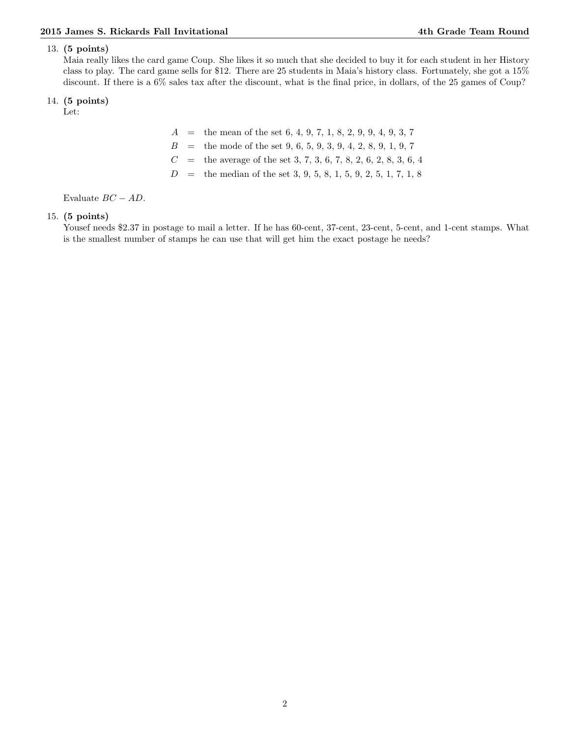13. **(5 points)**
    Maia really likes the card game Coup. She likes it so much that she decided to buy it for each student in her History class to play. The card game sells for \$12. There are 25 students in Maia's history class. Fortunately, she got a 15% discount. If there is a 6% sales tax after the discount, what is the final price, in dollars, of the 25 games of Coup?

14. **(5 points)**
    Let:

    $$
    \begin{aligned}
    A &= \text{the mean of the set } 6, 4, 9, 7, 1, 8, 2, 9, 9, 4, 9, 3, 7 \\
    B &= \text{the mode of the set } 9, 6, 5, 9, 3, 9, 4, 2, 8, 9, 1, 9, 7 \\
    C &= \text{the average of the set } 3, 7, 3, 6, 7, 8, 2, 6, 2, 8, 3, 6, 4 \\
    D &= \text{the median of the set } 3, 9, 5, 8, 1, 5, 9, 2, 5, 1, 7, 1, 8
    \end{aligned}
    $$

    Evaluate $BC - AD$.

15. **(5 points)**
    Yousef needs \$2.37 in postage to mail a letter. If he has 60-cent, 37-cent, 23-cent, 5-cent, and 1-cent stamps. What is the smallest number of stamps he can use that will get him the exact postage he needs?